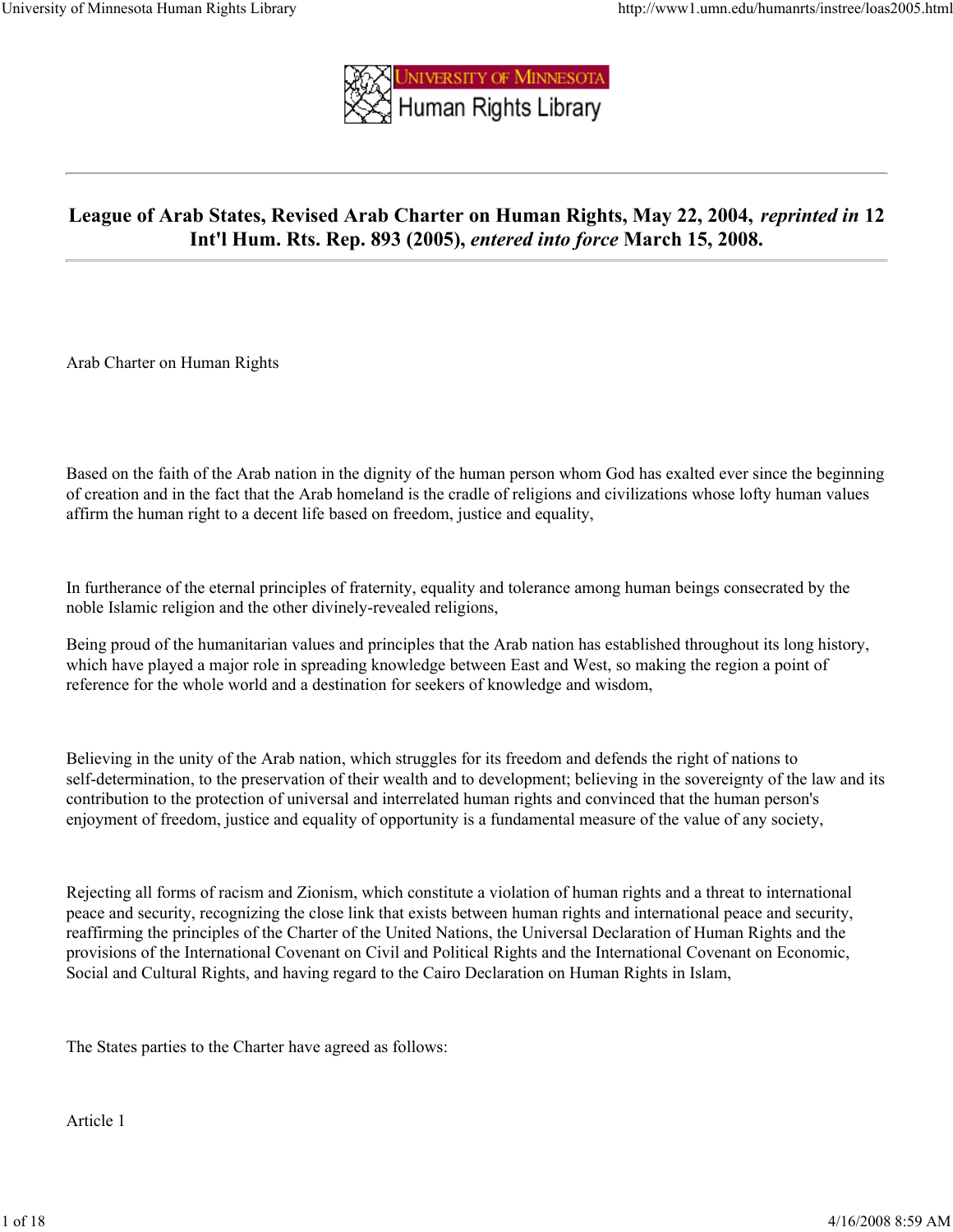University of Minnesota Human Rights Library

# League of Arab States, Revised Arab Charter on Human Rights, May 22, 2004, *reprinted in* 12 Int'l Hum. Rts. Rep. 893 (2005), *entered into force* March 15, 2008.

Arab Charter on Human Rights

Based on the faith of the Arab nation in the dignity of the human person whom God has exalted ever since the beginning of creation and in the fact that the Arab homeland is the cradle of religions and civilizations whose lofty human values affirm the human right to a decent life based on freedom, justice and equality,

In furtherance of the eternal principles of fraternity, equality and tolerance among human beings consecrated by the noble Islamic religion and the other divinely-revealed religions,

Being proud of the humanitarian values and principles that the Arab nation has established throughout its long history, which have played a major role in spreading knowledge between East and West, so making the region a point of reference for the whole world and a destination for seekers of knowledge and wisdom,

Believing in the unity of the Arab nation, which struggles for its freedom and defends the right of nations to self-determination, to the preservation of their wealth and to development; believing in the sovereignty of the law and its contribution to the protection of universal and interrelated human rights and convinced that the human person's enjoyment of freedom, justice and equality of opportunity is a fundamental measure of the value of any society,

Rejecting all forms of racism and Zionism, which constitute a violation of human rights and a threat to international peace and security, recognizing the close link that exists between human rights and international peace and security, reaffirming the principles of the Charter of the United Nations, the Universal Declaration of Human Rights and the provisions of the International Covenant on Civil and Political Rights and the International Covenant on Economic, Social and Cultural Rights, and having regard to the Cairo Declaration on Human Rights in Islam,

The States parties to the Charter have agreed as follows:

Article 1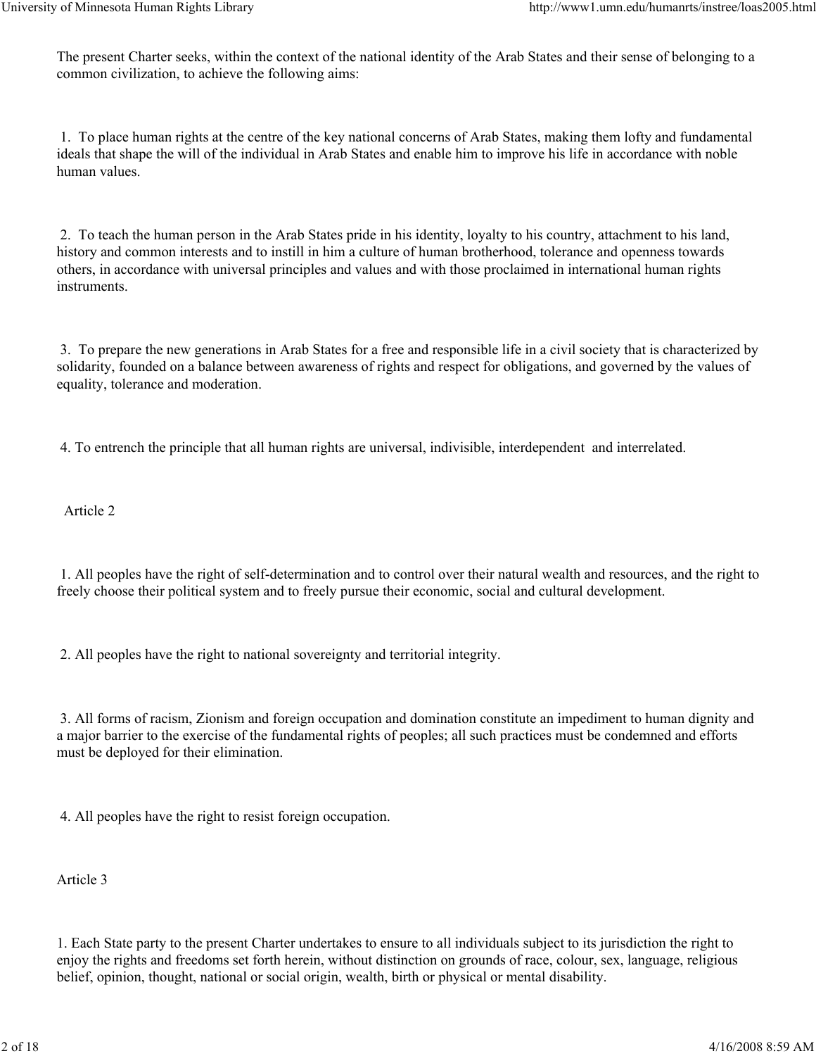The present Charter seeks, within the context of the national identity of the Arab States and their sense of belonging to a common civilization, to achieve the following aims:

1. To place human rights at the centre of the key national concerns of Arab States, making them lofty and fundamental ideals that shape the will of the individual in Arab States and enable him to improve his life in accordance with noble human values.

2. To teach the human person in the Arab States pride in his identity, loyalty to his country, attachment to his land, history and common interests and to instill in him a culture of human brotherhood, tolerance and openness towards others, in accordance with universal principles and values and with those proclaimed in international human rights instruments.

3. To prepare the new generations in Arab States for a free and responsible life in a civil society that is characterized by solidarity, founded on a balance between awareness of rights and respect for obligations, and governed by the values of equality, tolerance and moderation.

4. To entrench the principle that all human rights are universal, indivisible, interdependent and interrelated.

## Article 2

1. All peoples have the right of self-determination and to control over their natural wealth and resources, and the right to freely choose their political system and to freely pursue their economic, social and cultural development.

2. All peoples have the right to national sovereignty and territorial integrity.

3. All forms of racism, Zionism and foreign occupation and domination constitute an impediment to human dignity and a major barrier to the exercise of the fundamental rights of peoples; all such practices must be condemned and efforts must be deployed for their elimination.

4. All peoples have the right to resist foreign occupation.

## Article 3

1. Each State party to the present Charter undertakes to ensure to all individuals subject to its jurisdiction the right to enjoy the rights and freedoms set forth herein, without distinction on grounds of race, colour, sex, language, religious belief, opinion, thought, national or social origin, wealth, birth or physical or mental disability.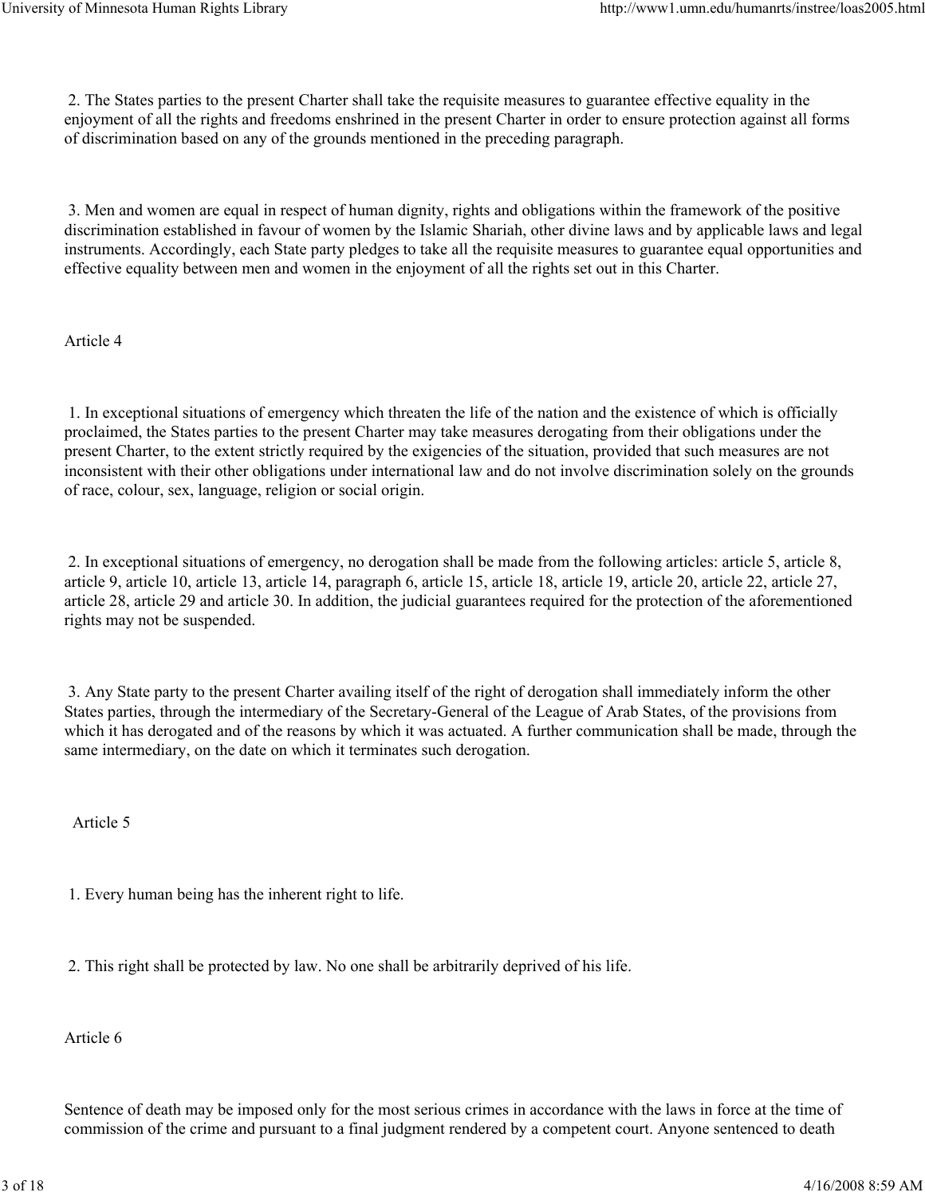2. The States parties to the present Charter shall take the requisite measures to guarantee effective equality in the enjoyment of all the rights and freedoms enshrined in the present Charter in order to ensure protection against all forms of discrimination based on any of the grounds mentioned in the preceding paragraph.

3. Men and women are equal in respect of human dignity, rights and obligations within the framework of the positive discrimination established in favour of women by the Islamic Shariah, other divine laws and by applicable laws and legal instruments. Accordingly, each State party pledges to take all the requisite measures to guarantee equal opportunities and effective equality between men and women in the enjoyment of all the rights set out in this Charter.

Article 4

1. In exceptional situations of emergency which threaten the life of the nation and the existence of which is officially proclaimed, the States parties to the present Charter may take measures derogating from their obligations under the present Charter, to the extent strictly required by the exigencies of the situation, provided that such measures are not inconsistent with their other obligations under international law and do not involve discrimination solely on the grounds of race, colour, sex, language, religion or social origin.

2. In exceptional situations of emergency, no derogation shall be made from the following articles: article 5, article 8, article 9, article 10, article 13, article 14, paragraph 6, article 15, article 18, article 19, article 20, article 22, article 27, article 28, article 29 and article 30. In addition, the judicial guarantees required for the protection of the aforementioned rights may not be suspended.

3. Any State party to the present Charter availing itself of the right of derogation shall immediately inform the other States parties, through the intermediary of the Secretary-General of the League of Arab States, of the provisions from which it has derogated and of the reasons by which it was actuated. A further communication shall be made, through the same intermediary, on the date on which it terminates such derogation.

Article 5

1. Every human being has the inherent right to life.

2. This right shall be protected by law. No one shall be arbitrarily deprived of his life.

Article 6

Sentence of death may be imposed only for the most serious crimes in accordance with the laws in force at the time of commission of the crime and pursuant to a final judgment rendered by a competent court. Anyone sentenced to death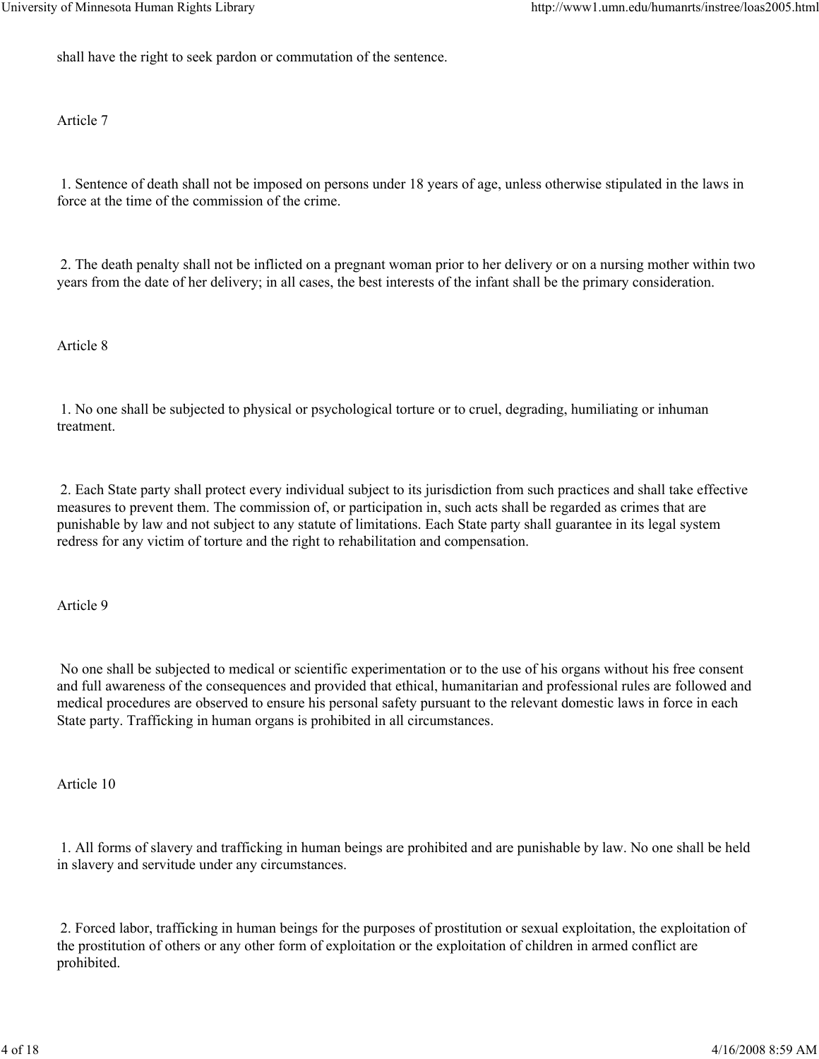shall have the right to seek pardon or commutation of the sentence.

Article 7

1. Sentence of death shall not be imposed on persons under 18 years of age, unless otherwise stipulated in the laws in force at the time of the commission of the crime.

2. The death penalty shall not be inflicted on a pregnant woman prior to her delivery or on a nursing mother within two years from the date of her delivery; in all cases, the best interests of the infant shall be the primary consideration.

Article 8

1. No one shall be subjected to physical or psychological torture or to cruel, degrading, humiliating or inhuman treatment.

2. Each State party shall protect every individual subject to its jurisdiction from such practices and shall take effective measures to prevent them. The commission of, or participation in, such acts shall be regarded as crimes that are punishable by law and not subject to any statute of limitations. Each State party shall guarantee in its legal system redress for any victim of torture and the right to rehabilitation and compensation.

Article 9

No one shall be subjected to medical or scientific experimentation or to the use of his organs without his free consent and full awareness of the consequences and provided that ethical, humanitarian and professional rules are followed and medical procedures are observed to ensure his personal safety pursuant to the relevant domestic laws in force in each State party. Trafficking in human organs is prohibited in all circumstances.

Article 10

1. All forms of slavery and trafficking in human beings are prohibited and are punishable by law. No one shall be held in slavery and servitude under any circumstances.

2. Forced labor, trafficking in human beings for the purposes of prostitution or sexual exploitation, the exploitation of the prostitution of others or any other form of exploitation or the exploitation of children in armed conflict are prohibited.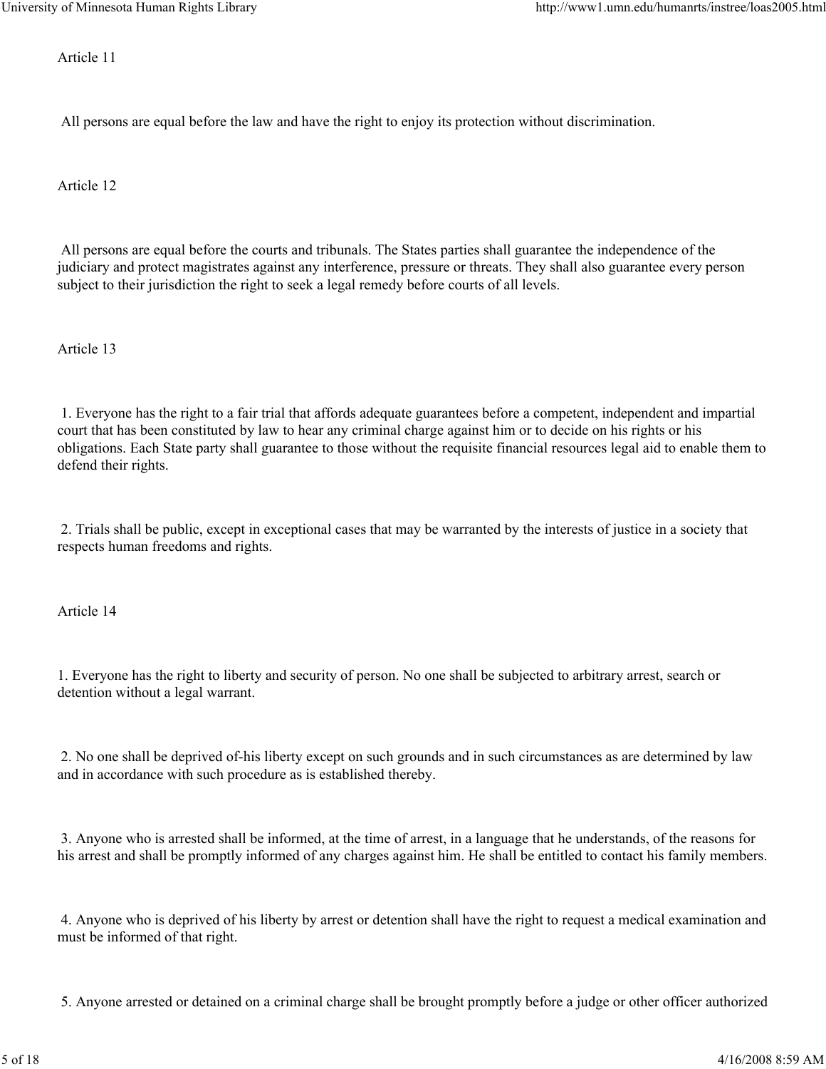Article 11

All persons are equal before the law and have the right to enjoy its protection without discrimination.

Article 12

All persons are equal before the courts and tribunals. The States parties shall guarantee the independence of the judiciary and protect magistrates against any interference, pressure or threats. They shall also guarantee every person subject to their jurisdiction the right to seek a legal remedy before courts of all levels.

Article 13

1. Everyone has the right to a fair trial that affords adequate guarantees before a competent, independent and impartial court that has been constituted by law to hear any criminal charge against him or to decide on his rights or his obligations. Each State party shall guarantee to those without the requisite financial resources legal aid to enable them to defend their rights.

2. Trials shall be public, except in exceptional cases that may be warranted by the interests of justice in a society that respects human freedoms and rights.

Article 14

1. Everyone has the right to liberty and security of person. No one shall be subjected to arbitrary arrest, search or detention without a legal warrant.

2. No one shall be deprived of-his liberty except on such grounds and in such circumstances as are determined by law and in accordance with such procedure as is established thereby.

3. Anyone who is arrested shall be informed, at the time of arrest, in a language that he understands, of the reasons for his arrest and shall be promptly informed of any charges against him. He shall be entitled to contact his family members.

4. Anyone who is deprived of his liberty by arrest or detention shall have the right to request a medical examination and must be informed of that right.

5. Anyone arrested or detained on a criminal charge shall be brought promptly before a judge or other officer authorized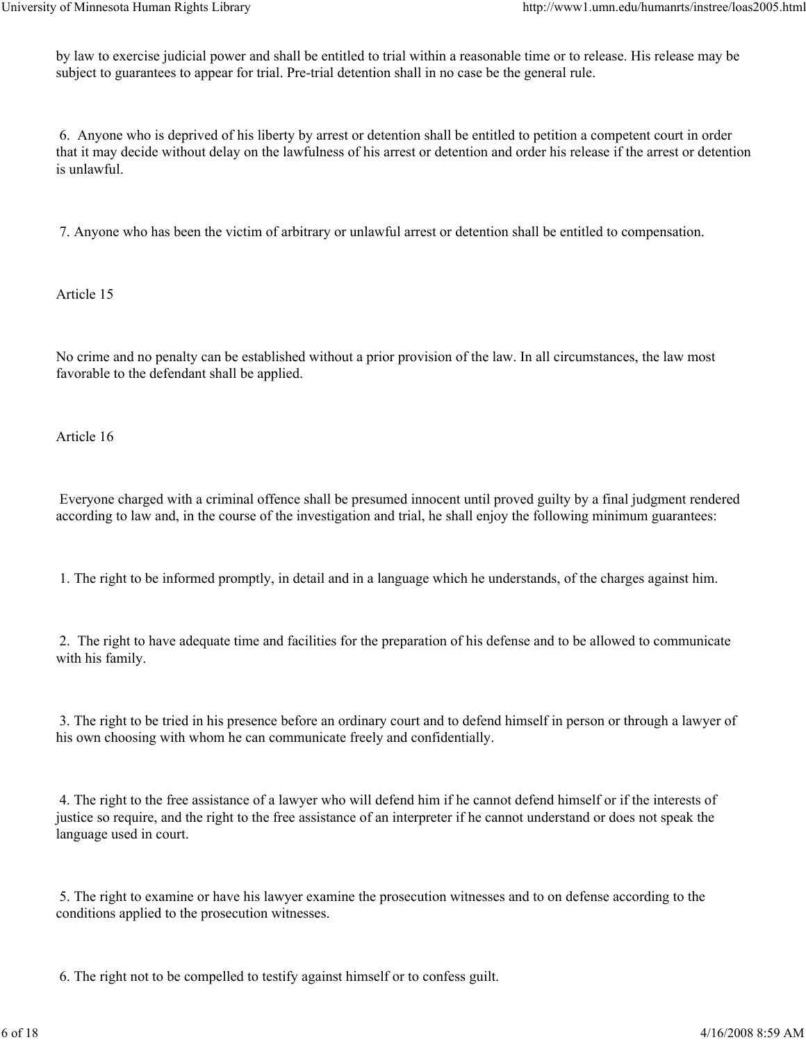by law to exercise judicial power and shall be entitled to trial within a reasonable time or to release. His release may be subject to guarantees to appear for trial. Pre-trial detention shall in no case be the general rule.

6. Anyone who is deprived of his liberty by arrest or detention shall be entitled to petition a competent court in order that it may decide without delay on the lawfulness of his arrest or detention and order his release if the arrest or detention is unlawful.

7. Anyone who has been the victim of arbitrary or unlawful arrest or detention shall be entitled to compensation.

Article 15

No crime and no penalty can be established without a prior provision of the law. In all circumstances, the law most favorable to the defendant shall be applied.

Article 16

Everyone charged with a criminal offence shall be presumed innocent until proved guilty by a final judgment rendered according to law and, in the course of the investigation and trial, he shall enjoy the following minimum guarantees:

1. The right to be informed promptly, in detail and in a language which he understands, of the charges against him.

2. The right to have adequate time and facilities for the preparation of his defense and to be allowed to communicate with his family.

3. The right to be tried in his presence before an ordinary court and to defend himself in person or through a lawyer of his own choosing with whom he can communicate freely and confidentially.

4. The right to the free assistance of a lawyer who will defend him if he cannot defend himself or if the interests of justice so require, and the right to the free assistance of an interpreter if he cannot understand or does not speak the language used in court.

5. The right to examine or have his lawyer examine the prosecution witnesses and to on defense according to the conditions applied to the prosecution witnesses.

6. The right not to be compelled to testify against himself or to confess guilt.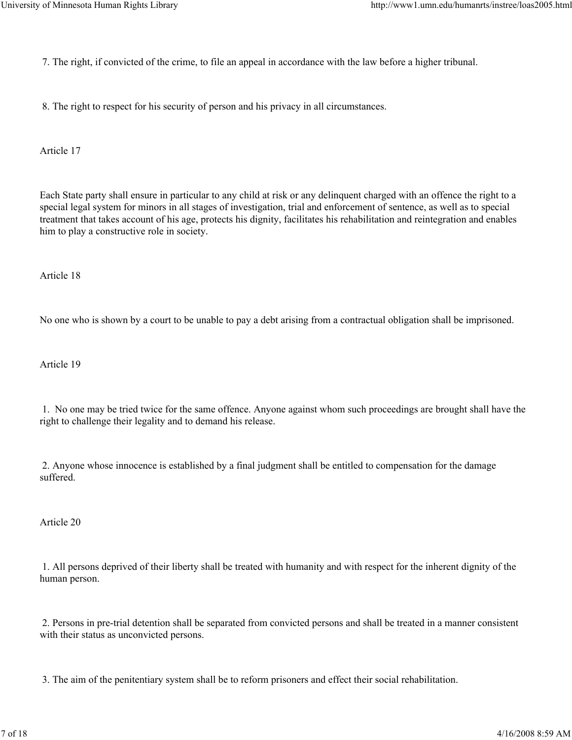7. The right, if convicted of the crime, to file an appeal in accordance with the law before a higher tribunal.

8. The right to respect for his security of person and his privacy in all circumstances.

Article 17

Each State party shall ensure in particular to any child at risk or any delinquent charged with an offence the right to a special legal system for minors in all stages of investigation, trial and enforcement of sentence, as well as to special treatment that takes account of his age, protects his dignity, facilitates his rehabilitation and reintegration and enables him to play a constructive role in society.

Article 18

No one who is shown by a court to be unable to pay a debt arising from a contractual obligation shall be imprisoned.

Article 19

1. No one may be tried twice for the same offence. Anyone against whom such proceedings are brought shall have the right to challenge their legality and to demand his release.

2. Anyone whose innocence is established by a final judgment shall be entitled to compensation for the damage suffered.

Article 20

1. All persons deprived of their liberty shall be treated with humanity and with respect for the inherent dignity of the human person.

2. Persons in pre-trial detention shall be separated from convicted persons and shall be treated in a manner consistent with their status as unconvicted persons.

3. The aim of the penitentiary system shall be to reform prisoners and effect their social rehabilitation.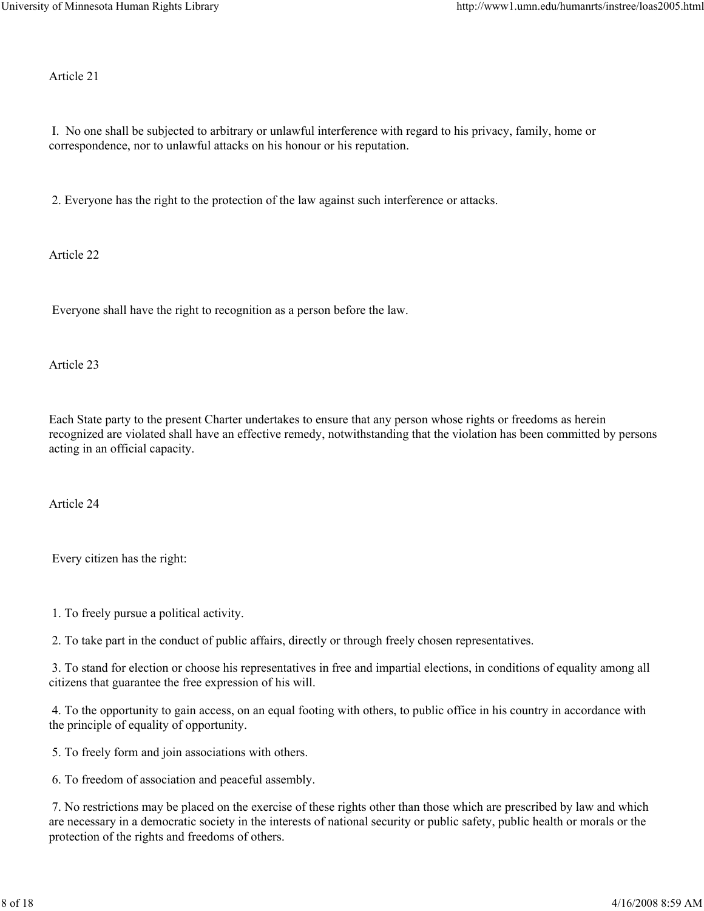Article 21

I. No one shall be subjected to arbitrary or unlawful interference with regard to his privacy, family, home or correspondence, nor to unlawful attacks on his honour or his reputation.

2. Everyone has the right to the protection of the law against such interference or attacks.

Article 22

Everyone shall have the right to recognition as a person before the law.

Article 23

Each State party to the present Charter undertakes to ensure that any person whose rights or freedoms as herein recognized are violated shall have an effective remedy, notwithstanding that the violation has been committed by persons acting in an official capacity.

Article 24

Every citizen has the right:

1. To freely pursue a political activity.

2. To take part in the conduct of public affairs, directly or through freely chosen representatives.

3. To stand for election or choose his representatives in free and impartial elections, in conditions of equality among all citizens that guarantee the free expression of his will.

4. To the opportunity to gain access, on an equal footing with others, to public office in his country in accordance with the principle of equality of opportunity.

5. To freely form and join associations with others.

6. To freedom of association and peaceful assembly.

7. No restrictions may be placed on the exercise of these rights other than those which are prescribed by law and which are necessary in a democratic society in the interests of national security or public safety, public health or morals or the protection of the rights and freedoms of others.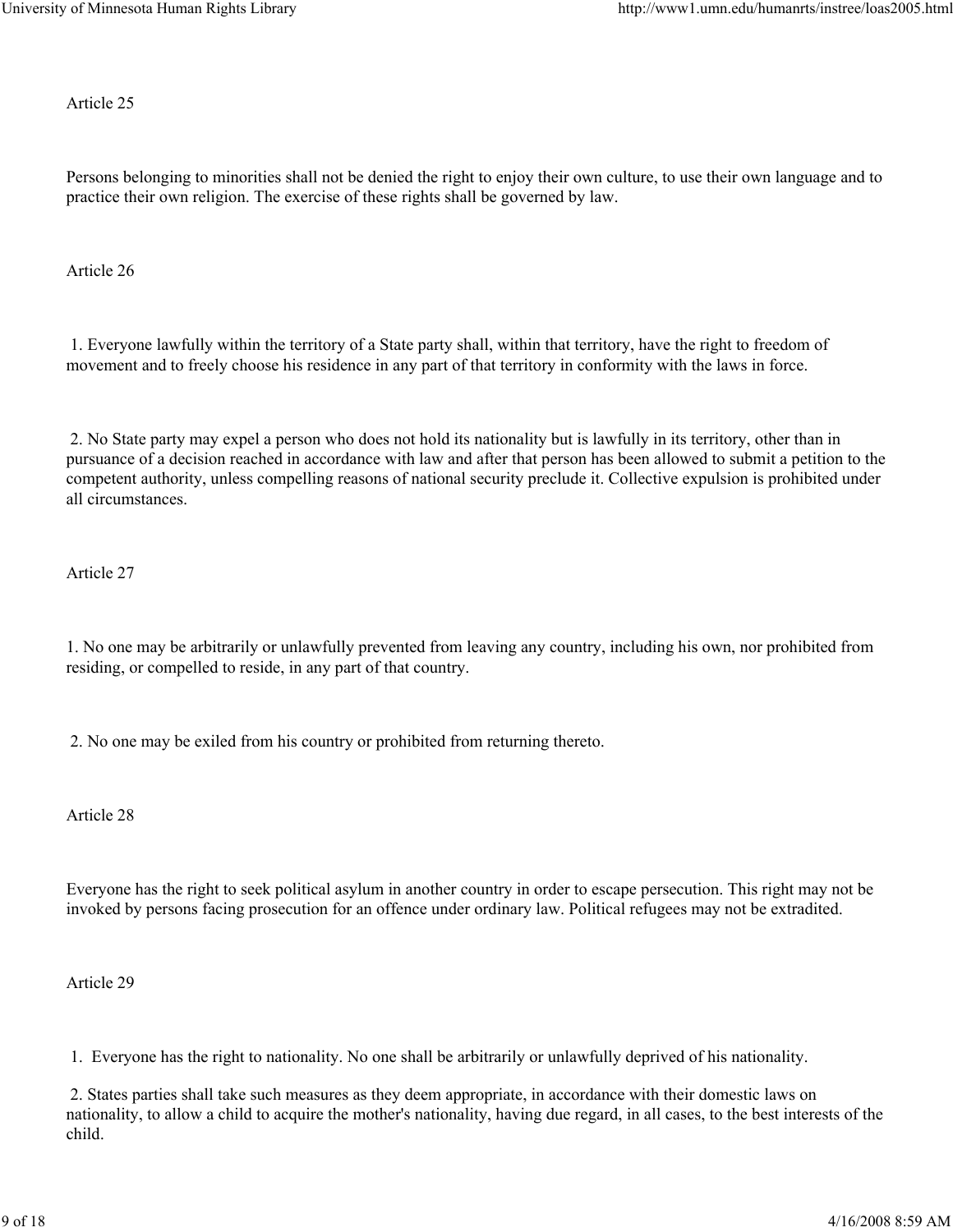Article 25

Persons belonging to minorities shall not be denied the right to enjoy their own culture, to use their own language and to practice their own religion. The exercise of these rights shall be governed by law.

Article 26

1. Everyone lawfully within the territory of a State party shall, within that territory, have the right to freedom of movement and to freely choose his residence in any part of that territory in conformity with the laws in force.

2. No State party may expel a person who does not hold its nationality but is lawfully in its territory, other than in pursuance of a decision reached in accordance with law and after that person has been allowed to submit a petition to the competent authority, unless compelling reasons of national security preclude it. Collective expulsion is prohibited under all circumstances.

Article 27

1. No one may be arbitrarily or unlawfully prevented from leaving any country, including his own, nor prohibited from residing, or compelled to reside, in any part of that country.

2. No one may be exiled from his country or prohibited from returning thereto.

Article 28

Everyone has the right to seek political asylum in another country in order to escape persecution. This right may not be invoked by persons facing prosecution for an offence under ordinary law. Political refugees may not be extradited.

Article 29

1. Everyone has the right to nationality. No one shall be arbitrarily or unlawfully deprived of his nationality.

2. States parties shall take such measures as they deem appropriate, in accordance with their domestic laws on nationality, to allow a child to acquire the mother's nationality, having due regard, in all cases, to the best interests of the child.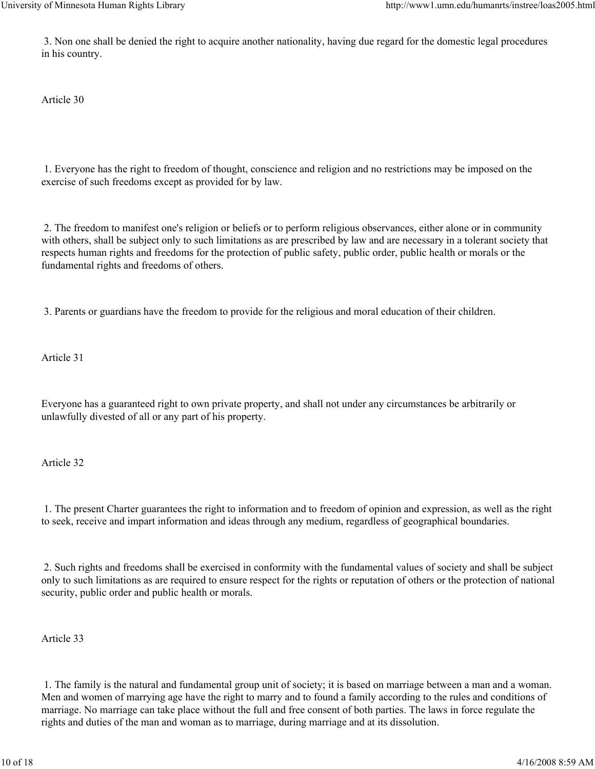3. Non one shall be denied the right to acquire another nationality, having due regard for the domestic legal procedures in his country.

Article 30

1. Everyone has the right to freedom of thought, conscience and religion and no restrictions may be imposed on the exercise of such freedoms except as provided for by law.

2. The freedom to manifest one's religion or beliefs or to perform religious observances, either alone or in community with others, shall be subject only to such limitations as are prescribed by law and are necessary in a tolerant society that respects human rights and freedoms for the protection of public safety, public order, public health or morals or the fundamental rights and freedoms of others.

3. Parents or guardians have the freedom to provide for the religious and moral education of their children.

Article 31

Everyone has a guaranteed right to own private property, and shall not under any circumstances be arbitrarily or unlawfully divested of all or any part of his property.

Article 32

1. The present Charter guarantees the right to information and to freedom of opinion and expression, as well as the right to seek, receive and impart information and ideas through any medium, regardless of geographical boundaries.

2. Such rights and freedoms shall be exercised in conformity with the fundamental values of society and shall be subject only to such limitations as are required to ensure respect for the rights or reputation of others or the protection of national security, public order and public health or morals.

Article 33

1. The family is the natural and fundamental group unit of society; it is based on marriage between a man and a woman. Men and women of marrying age have the right to marry and to found a family according to the rules and conditions of marriage. No marriage can take place without the full and free consent of both parties. The laws in force regulate the rights and duties of the man and woman as to marriage, during marriage and at its dissolution.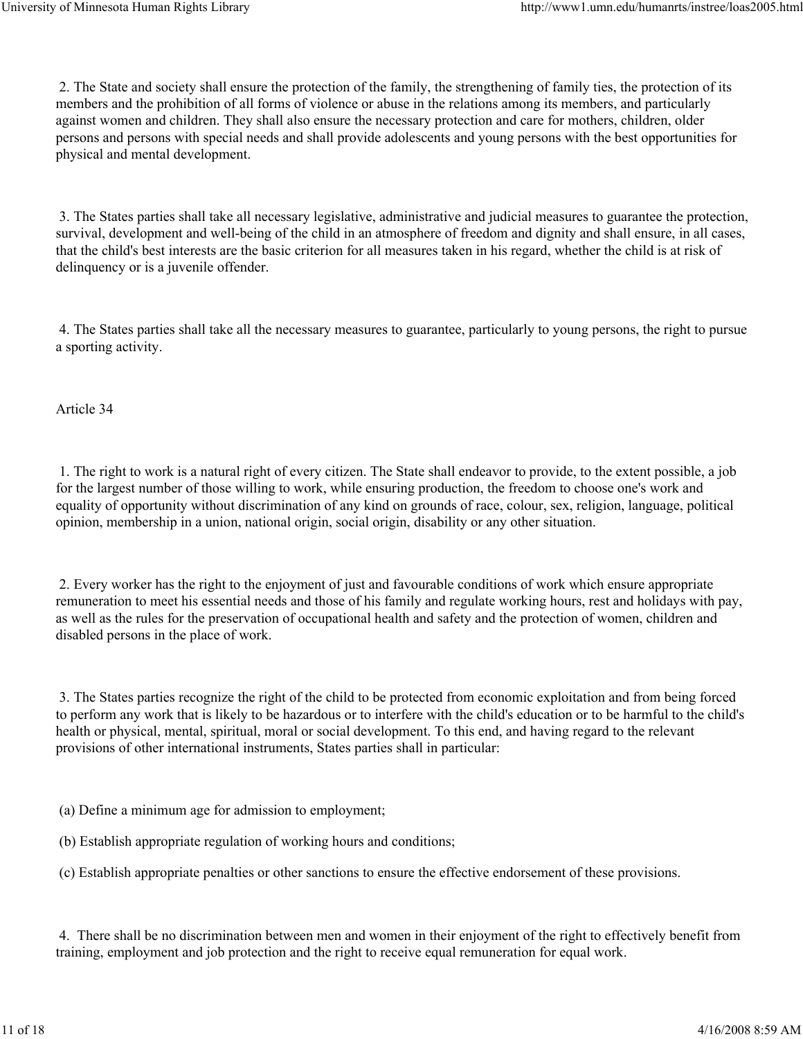2. The State and society shall ensure the protection of the family, the strengthening of family ties, the protection of its members and the prohibition of all forms of violence or abuse in the relations among its members, and particularly against women and children. They shall also ensure the necessary protection and care for mothers, children, older persons and persons with special needs and shall provide adolescents and young persons with the best opportunities for physical and mental development.

3. The States parties shall take all necessary legislative, administrative and judicial measures to guarantee the protection, survival, development and well-being of the child in an atmosphere of freedom and dignity and shall ensure, in all cases, that the child's best interests are the basic criterion for all measures taken in his regard, whether the child is at risk of delinquency or is a juvenile offender.

4. The States parties shall take all the necessary measures to guarantee, particularly to young persons, the right to pursue a sporting activity.

Article 34

1. The right to work is a natural right of every citizen. The State shall endeavor to provide, to the extent possible, a job for the largest number of those willing to work, while ensuring production, the freedom to choose one's work and equality of opportunity without discrimination of any kind on grounds of race, colour, sex, religion, language, political opinion, membership in a union, national origin, social origin, disability or any other situation.

2. Every worker has the right to the enjoyment of just and favourable conditions of work which ensure appropriate remuneration to meet his essential needs and those of his family and regulate working hours, rest and holidays with pay, as well as the rules for the preservation of occupational health and safety and the protection of women, children and disabled persons in the place of work.

3. The States parties recognize the right of the child to be protected from economic exploitation and from being forced to perform any work that is likely to be hazardous or to interfere with the child's education or to be harmful to the child's health or physical, mental, spiritual, moral or social development. To this end, and having regard to the relevant provisions of other international instruments, States parties shall in particular:

(a) Define a minimum age for admission to employment;

(b) Establish appropriate regulation of working hours and conditions;

(c) Establish appropriate penalties or other sanctions to ensure the effective endorsement of these provisions.

4. There shall be no discrimination between men and women in their enjoyment of the right to effectively benefit from training, employment and job protection and the right to receive equal remuneration for equal work.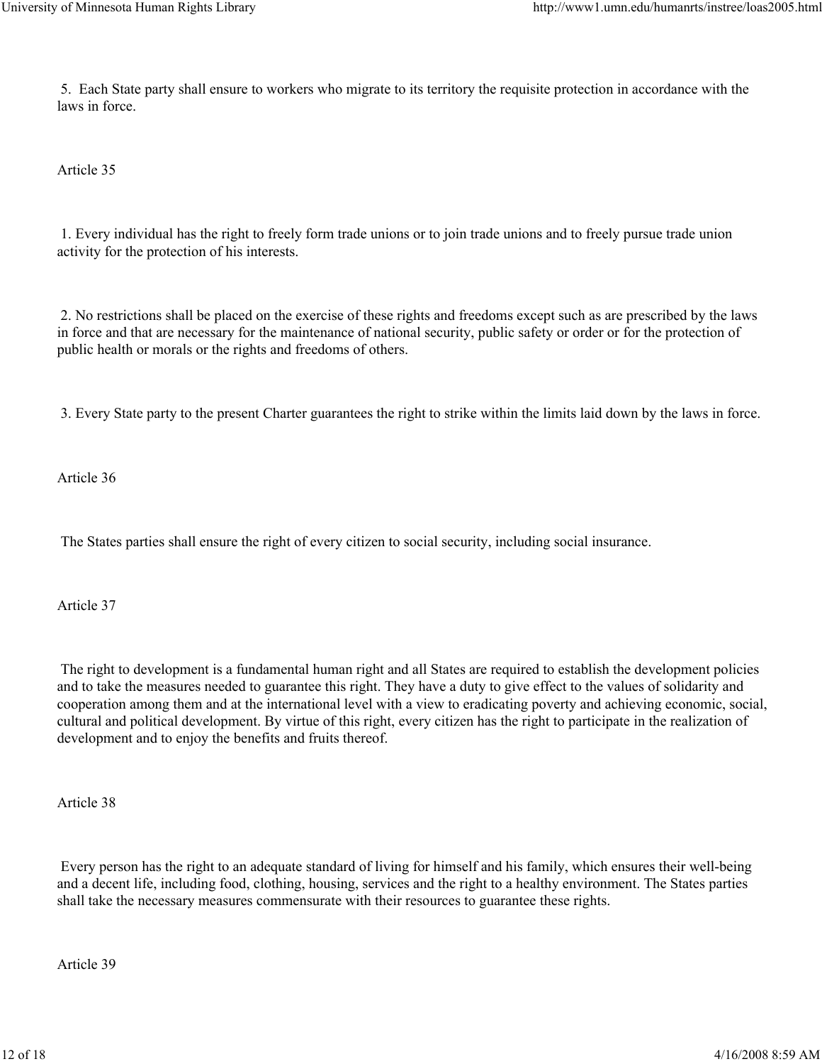5. Each State party shall ensure to workers who migrate to its territory the requisite protection in accordance with the laws in force.

Article 35

1. Every individual has the right to freely form trade unions or to join trade unions and to freely pursue trade union activity for the protection of his interests.

2. No restrictions shall be placed on the exercise of these rights and freedoms except such as are prescribed by the laws in force and that are necessary for the maintenance of national security, public safety or order or for the protection of public health or morals or the rights and freedoms of others.

3. Every State party to the present Charter guarantees the right to strike within the limits laid down by the laws in force.

Article 36

The States parties shall ensure the right of every citizen to social security, including social insurance.

Article 37

The right to development is a fundamental human right and all States are required to establish the development policies and to take the measures needed to guarantee this right. They have a duty to give effect to the values of solidarity and cooperation among them and at the international level with a view to eradicating poverty and achieving economic, social, cultural and political development. By virtue of this right, every citizen has the right to participate in the realization of development and to enjoy the benefits and fruits thereof.

Article 38

Every person has the right to an adequate standard of living for himself and his family, which ensures their well-being and a decent life, including food, clothing, housing, services and the right to a healthy environment. The States parties shall take the necessary measures commensurate with their resources to guarantee these rights.

Article 39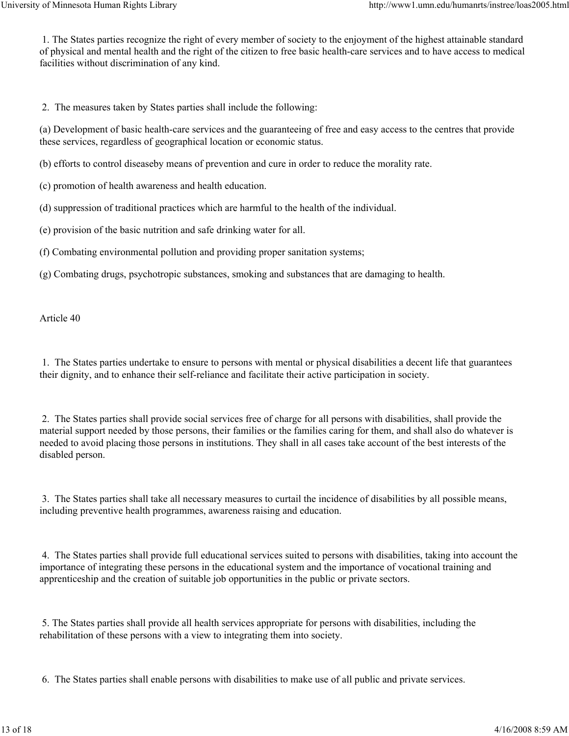1. The States parties recognize the right of every member of society to the enjoyment of the highest attainable standard of physical and mental health and the right of the citizen to free basic health-care services and to have access to medical facilities without discrimination of any kind.

2. The measures taken by States parties shall include the following:

(a) Development of basic health-care services and the guaranteeing of free and easy access to the centres that provide these services, regardless of geographical location or economic status.

(b) efforts to control diseaseby means of prevention and cure in order to reduce the morality rate.

(c) promotion of health awareness and health education.

(d) suppression of traditional practices which are harmful to the health of the individual.

(e) provision of the basic nutrition and safe drinking water for all.

(f) Combating environmental pollution and providing proper sanitation systems;

(g) Combating drugs, psychotropic substances, smoking and substances that are damaging to health.

Article 40

1. The States parties undertake to ensure to persons with mental or physical disabilities a decent life that guarantees their dignity, and to enhance their self-reliance and facilitate their active participation in society.

2. The States parties shall provide social services free of charge for all persons with disabilities, shall provide the material support needed by those persons, their families or the families caring for them, and shall also do whatever is needed to avoid placing those persons in institutions. They shall in all cases take account of the best interests of the disabled person.

3. The States parties shall take all necessary measures to curtail the incidence of disabilities by all possible means, including preventive health programmes, awareness raising and education.

4. The States parties shall provide full educational services suited to persons with disabilities, taking into account the importance of integrating these persons in the educational system and the importance of vocational training and apprenticeship and the creation of suitable job opportunities in the public or private sectors.

5. The States parties shall provide all health services appropriate for persons with disabilities, including the rehabilitation of these persons with a view to integrating them into society.

6. The States parties shall enable persons with disabilities to make use of all public and private services.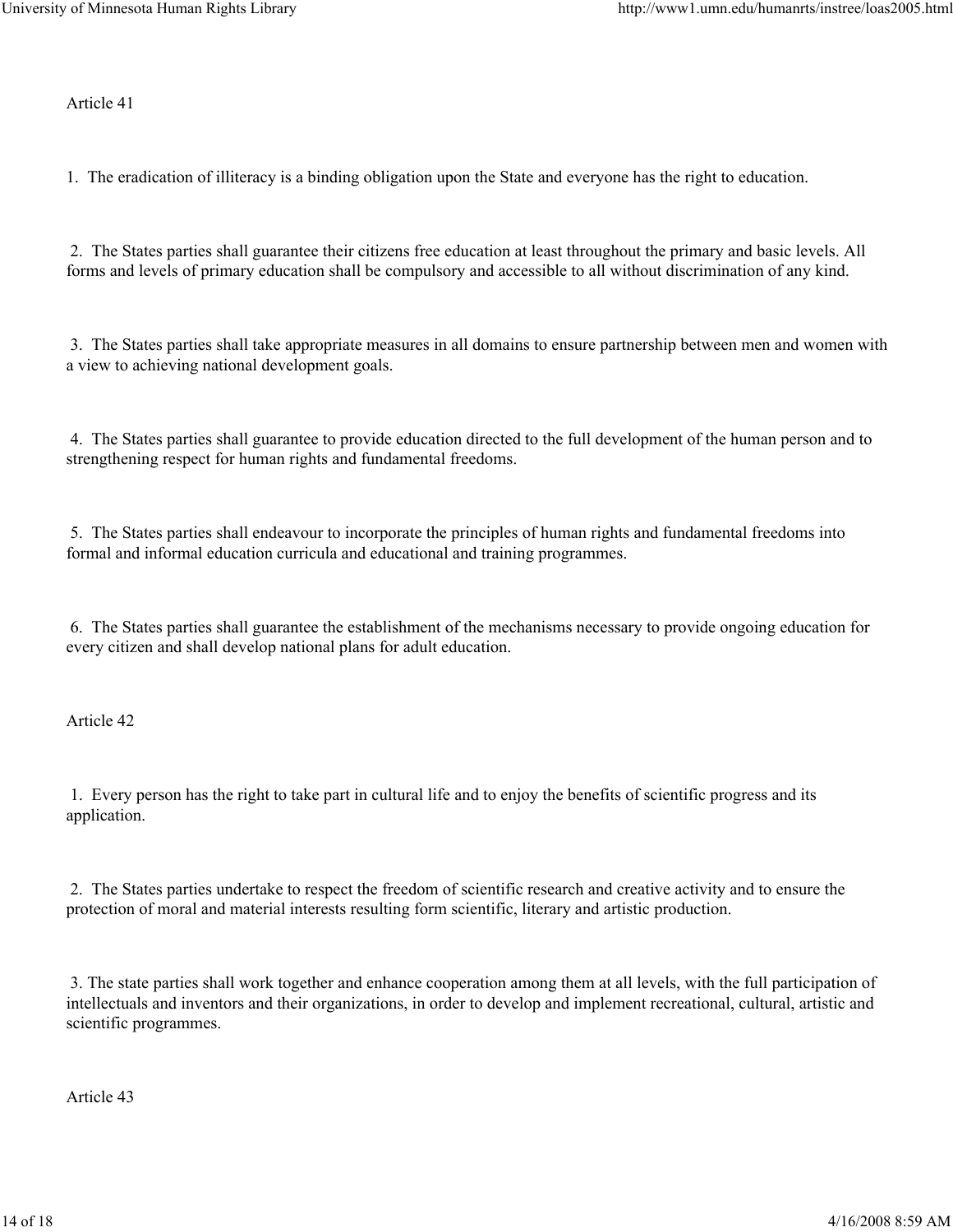Article 41

1. The eradication of illiteracy is a binding obligation upon the State and everyone has the right to education.

2. The States parties shall guarantee their citizens free education at least throughout the primary and basic levels. All forms and levels of primary education shall be compulsory and accessible to all without discrimination of any kind.

3. The States parties shall take appropriate measures in all domains to ensure partnership between men and women with a view to achieving national development goals.

4. The States parties shall guarantee to provide education directed to the full development of the human person and to strengthening respect for human rights and fundamental freedoms.

5. The States parties shall endeavour to incorporate the principles of human rights and fundamental freedoms into formal and informal education curricula and educational and training programmes.

6. The States parties shall guarantee the establishment of the mechanisms necessary to provide ongoing education for every citizen and shall develop national plans for adult education.

Article 42

1. Every person has the right to take part in cultural life and to enjoy the benefits of scientific progress and its application.

2. The States parties undertake to respect the freedom of scientific research and creative activity and to ensure the protection of moral and material interests resulting form scientific, literary and artistic production.

3. The state parties shall work together and enhance cooperation among them at all levels, with the full participation of intellectuals and inventors and their organizations, in order to develop and implement recreational, cultural, artistic and scientific programmes.

Article 43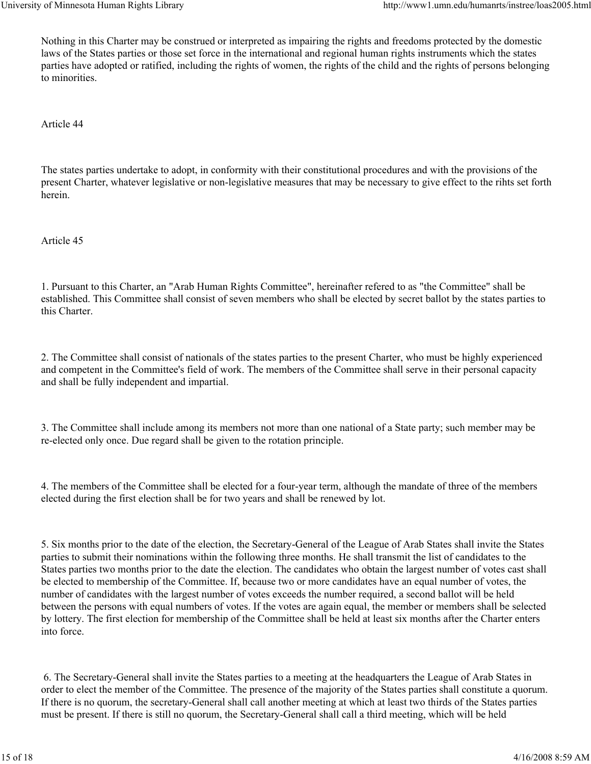Nothing in this Charter may be construed or interpreted as impairing the rights and freedoms protected by the domestic laws of the States parties or those set force in the international and regional human rights instruments which the states parties have adopted or ratified, including the rights of women, the rights of the child and the rights of persons belonging to minorities.

Article 44

The states parties undertake to adopt, in conformity with their constitutional procedures and with the provisions of the present Charter, whatever legislative or non-legislative measures that may be necessary to give effect to the rihts set forth herein.

Article 45

1. Pursuant to this Charter, an "Arab Human Rights Committee", hereinafter refered to as "the Committee" shall be established. This Committee shall consist of seven members who shall be elected by secret ballot by the states parties to this Charter.

2. The Committee shall consist of nationals of the states parties to the present Charter, who must be highly experienced and competent in the Committee's field of work. The members of the Committee shall serve in their personal capacity and shall be fully independent and impartial.

3. The Committee shall include among its members not more than one national of a State party; such member may be re-elected only once. Due regard shall be given to the rotation principle.

4. The members of the Committee shall be elected for a four-year term, although the mandate of three of the members elected during the first election shall be for two years and shall be renewed by lot.

5. Six months prior to the date of the election, the Secretary-General of the League of Arab States shall invite the States parties to submit their nominations within the following three months. He shall transmit the list of candidates to the States parties two months prior to the date the election. The candidates who obtain the largest number of votes cast shall be elected to membership of the Committee. If, because two or more candidates have an equal number of votes, the number of candidates with the largest number of votes exceeds the number required, a second ballot will be held between the persons with equal numbers of votes. If the votes are again equal, the member or members shall be selected by lottery. The first election for membership of the Committee shall be held at least six months after the Charter enters into force.

6. The Secretary-General shall invite the States parties to a meeting at the headquarters the League of Arab States in order to elect the member of the Committee. The presence of the majority of the States parties shall constitute a quorum. If there is no quorum, the secretary-General shall call another meeting at which at least two thirds of the States parties must be present. If there is still no quorum, the Secretary-General shall call a third meeting, which will be held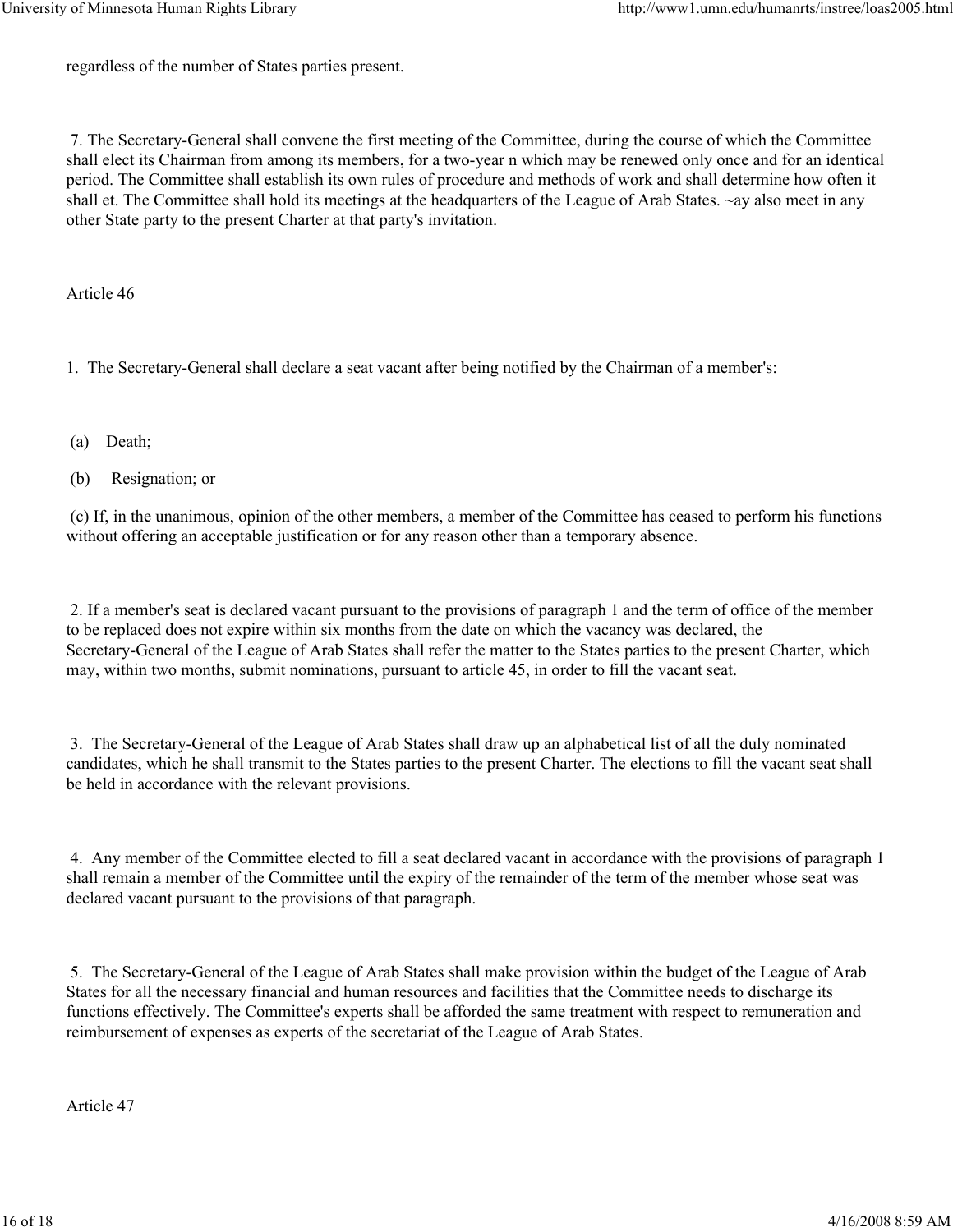regardless of the number of States parties present.

7. The Secretary-General shall convene the first meeting of the Committee, during the course of which the Committee shall elect its Chairman from among its members, for a two-year n which may be renewed only once and for an identical period. The Committee shall establish its own rules of procedure and methods of work and shall determine how often it shall et. The Committee shall hold its meetings at the headquarters of the League of Arab States. ~ay also meet in any other State party to the present Charter at that party's invitation.

Article 46

1. The Secretary-General shall declare a seat vacant after being notified by the Chairman of a member's:

(a) Death;

(b) Resignation; or

(c) If, in the unanimous, opinion of the other members, a member of the Committee has ceased to perform his functions without offering an acceptable justification or for any reason other than a temporary absence.

2. If a member's seat is declared vacant pursuant to the provisions of paragraph 1 and the term of office of the member to be replaced does not expire within six months from the date on which the vacancy was declared, the Secretary-General of the League of Arab States shall refer the matter to the States parties to the present Charter, which may, within two months, submit nominations, pursuant to article 45, in order to fill the vacant seat.

3. The Secretary-General of the League of Arab States shall draw up an alphabetical list of all the duly nominated candidates, which he shall transmit to the States parties to the present Charter. The elections to fill the vacant seat shall be held in accordance with the relevant provisions.

4. Any member of the Committee elected to fill a seat declared vacant in accordance with the provisions of paragraph 1 shall remain a member of the Committee until the expiry of the remainder of the term of the member whose seat was declared vacant pursuant to the provisions of that paragraph.

5. The Secretary-General of the League of Arab States shall make provision within the budget of the League of Arab States for all the necessary financial and human resources and facilities that the Committee needs to discharge its functions effectively. The Committee's experts shall be afforded the same treatment with respect to remuneration and reimbursement of expenses as experts of the secretariat of the League of Arab States.

Article 47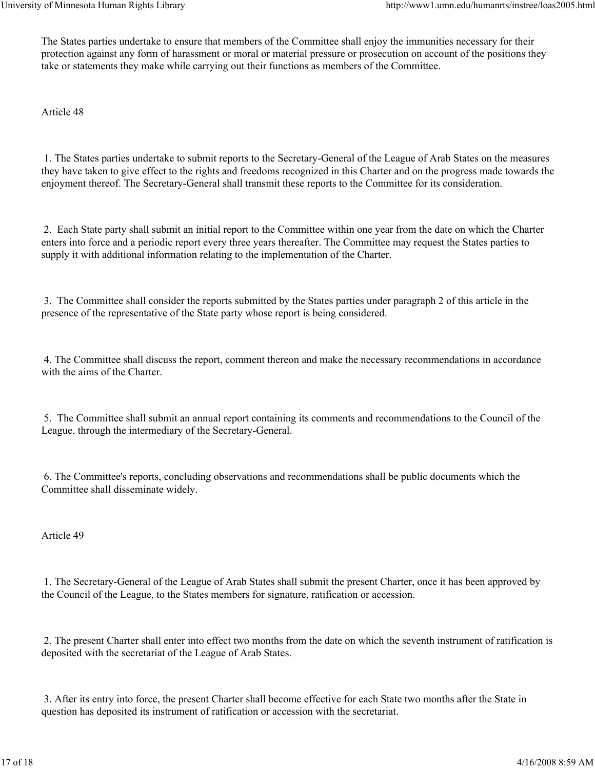The States parties undertake to ensure that members of the Committee shall enjoy the immunities necessary for their protection against any form of harassment or moral or material pressure or prosecution on account of the positions they take or statements they make while carrying out their functions as members of the Committee.

Article 48

1. The States parties undertake to submit reports to the Secretary-General of the League of Arab States on the measures they have taken to give effect to the rights and freedoms recognized in this Charter and on the progress made towards the enjoyment thereof. The Secretary-General shall transmit these reports to the Committee for its consideration.

2. Each State party shall submit an initial report to the Committee within one year from the date on which the Charter enters into force and a periodic report every three years thereafter. The Committee may request the States parties to supply it with additional information relating to the implementation of the Charter.

3. The Committee shall consider the reports submitted by the States parties under paragraph 2 of this article in the presence of the representative of the State party whose report is being considered.

4. The Committee shall discuss the report, comment thereon and make the necessary recommendations in accordance with the aims of the Charter.

5. The Committee shall submit an annual report containing its comments and recommendations to the Council of the League, through the intermediary of the Secretary-General.

6. The Committee's reports, concluding observations and recommendations shall be public documents which the Committee shall disseminate widely.

Article 49

1. The Secretary-General of the League of Arab States shall submit the present Charter, once it has been approved by the Council of the League, to the States members for signature, ratification or accession.

2. The present Charter shall enter into effect two months from the date on which the seventh instrument of ratification is deposited with the secretariat of the League of Arab States.

3. After its entry into force, the present Charter shall become effective for each State two months after the State in question has deposited its instrument of ratification or accession with the secretariat.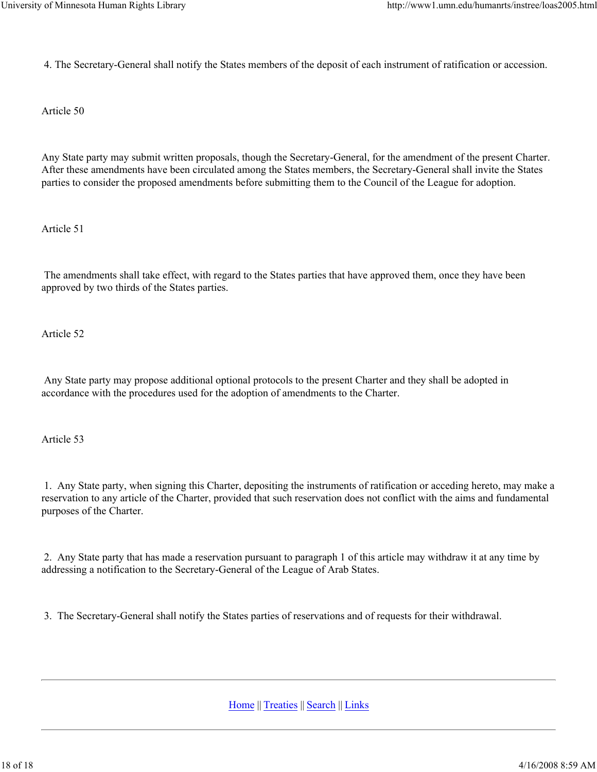4. The Secretary-General shall notify the States members of the deposit of each instrument of ratification or accession.

Article 50

Any State party may submit written proposals, though the Secretary-General, for the amendment of the present Charter. After these amendments have been circulated among the States members, the Secretary-General shall invite the States parties to consider the proposed amendments before submitting them to the Council of the League for adoption.

Article 51

The amendments shall take effect, with regard to the States parties that have approved them, once they have been approved by two thirds of the States parties.

Article 52

Any State party may propose additional optional protocols to the present Charter and they shall be adopted in accordance with the procedures used for the adoption of amendments to the Charter.

Article 53

1. Any State party, when signing this Charter, depositing the instruments of ratification or acceding hereto, may make a reservation to any article of the Charter, provided that such reservation does not conflict with the aims and fundamental purposes of the Charter.

2. Any State party that has made a reservation pursuant to paragraph 1 of this article may withdraw it at any time by addressing a notification to the Secretary-General of the League of Arab States.

3. The Secretary-General shall notify the States parties of reservations and of requests for their withdrawal.

---

Home || Treaties || Search || Links

---